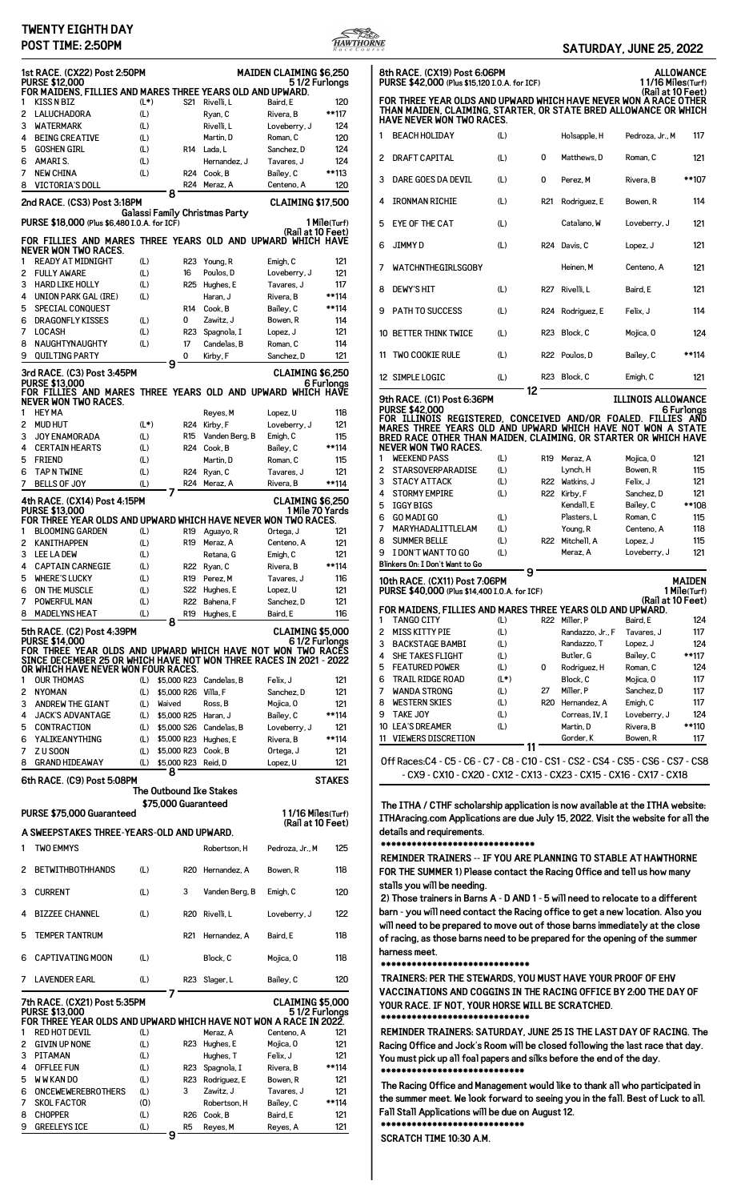# TWENTY EIGHTH DAY

**POST TIME: 2:50PM**

**SATURDAY, JUNE 25, 2022**

## 1st RACE. (CX22) Post 2:50PM — MAIDEN CLAIMING $6,250

**PURSE $12,000** — 5 1/2 Furlongs

FOR MAIDENS, FILLIES AND MARES THREE YEARS OLD AND UPWARD.

| # | Horse | Med | | Trainer | Jockey | Wt |
|---|---|---|---|---|---|---|
| 1 | KISS N BIZ | (L*) | S21 | Rivelli, L | Baird, E | 120 |
| 2 | LALUCHADORA | (L) | | Ryan, C | Rivera, B | **117 |
| 3 | WATERMARK | (L) | | Rivelli, L | Loveberry, J | 124 |
| 4 | BEING CREATIVE | (L) | | Martin, D | Roman, C | 120 |
| 5 | GOSHEN GIRL | (L) | R14 | Lada, L | Sanchez, D | 124 |
| 6 | AMARI S. | (L) | | Hernandez, J | Tavares, J | 124 |
| 7 | NEW CHINA | (L) | R24 | Cook, B | Bailey, C | **113 |
| 8 | VICTORIA'S DOLL | | R24 | Meraz, A | Centeno, A | 120 |

8

## 2nd RACE. (CS3) Post 3:18PM — CLAIMING $17,500

**Galassi Family Christmas Party**

**PURSE $18,000 (Plus $6,480 I.O.A. for ICF)** — 1 Mile(Turf) (Rail at 10 Feet)

FOR FILLIES AND MARES THREE YEARS OLD AND UPWARD WHICH HAVE NEVER WON TWO RACES.

| # | Horse | Med | | Trainer | Jockey | Wt |
|---|---|---|---|---|---|---|
| 1 | READY AT MIDNIGHT | (L) | R23 | Young, R | Emigh, C | 121 |
| 2 | FULLY AWARE | (L) | 16 | Poulos, D | Loveberry, J | 121 |
| 3 | HARD LIKE HOLLY | (L) | R25 | Hughes, E | Tavares, J | 117 |
| 4 | UNION PARK GAL (IRE) | (L) | | Haran, J | Rivera, B | **114 |
| 5 | SPECIAL CONQUEST | | R14 | Cook, B | Bailey, C | **114 |
| 6 | DRAGONFLY KISSES | (L) | 0 | Zawitz, J | Bowen, R | 114 |
| 7 | LOCASH | (L) | R23 | Spagnola, I | Lopez, J | 121 |
| 8 | NAUGHTYNAUGHTY | (L) | 17 | Candelas, B | Roman, C | 114 |
| 9 | QUILTING PARTY | | 0 | Kirby, F | Sanchez, D | 121 |

9

## 3rd RACE. (C3) Post 3:45PM — CLAIMING $6,250

**PURSE $13,000** — 6 Furlongs

FOR FILLIES AND MARES THREE YEARS OLD AND UPWARD WHICH HAVE NEVER WON TWO RACES.

| # | Horse | Med | | Trainer | Jockey | Wt |
|---|---|---|---|---|---|---|
| 1 | HEY MA | | | Reyes, M | Lopez, U | 118 |
| 2 | MUD HUT | (L*) | R24 | Kirby, F | Loveberry, J | 121 |
| 3 | JOY ENAMORADA | (L) | R15 | Vanden Berg, B | Emigh, C | 115 |
| 4 | CERTAIN HEARTS | (L) | R24 | Cook, B | Bailey, C | **114 |
| 5 | FRIEND | (L) | | Martin, D | Roman, C | 115 |
| 6 | TAP N TWINE | (L) | R24 | Ryan, C | Tavares, J | 121 |
| 7 | BELLS OF JOY | (L) | R24 | Meraz, A | Rivera, B | **114 |

7

## 4th RACE. (CX14) Post 4:15PM — CLAIMING $6,250

**PURSE $13,000** — 1 Mile 70 Yards

FOR THREE YEAR OLDS AND UPWARD WHICH HAVE NEVER WON TWO RACES.

| # | Horse | Med | | Trainer | Jockey | Wt |
|---|---|---|---|---|---|---|
| 1 | BLOOMING GARDEN | (L) | R19 | Aguayo, R | Ortega, J | 121 |
| 2 | KANITHAPPEN | (L) | R19 | Meraz, A | Centeno, A | 121 |
| 3 | LEE LA DEW | (L) | | Retana, G | Emigh, C | 121 |
| 4 | CAPTAIN CARNEGIE | (L) | R22 | Ryan, C | Rivera, B | **114 |
| 5 | WHERE'S LUCKY | (L) | R19 | Perez, M | Tavares, J | 116 |
| 6 | ON THE MUSCLE | (L) | S22 | Hughes, E | Lopez, U | 121 |
| 7 | POWERFUL MAN | (L) | R22 | Bahena, F | Sanchez, D | 121 |
| 8 | MADELYNS HEAT | (L) | R19 | Hughes, E | Baird, E | 116 |

8

## 5th RACE. (C2) Post 4:39PM — CLAIMING $5,000

**PURSE $14,000** — 6 1/2 Furlongs

FOR THREE YEAR OLDS AND UPWARD WHICH HAVE NOT WON TWO RACES SINCE DECEMBER 25 OR WHICH HAVE NOT WON THREE RACES IN 2021 - 2022 OR WHICH HAVE NEVER WON FOUR RACES.

| # | Horse | Med | Claim | | Trainer | Jockey | Wt |
|---|---|---|---|---|---|---|---|
| 1 | OUR THOMAS | (L) | $5,000 | R23 | Candelas, B | Felix, J | 121 |
| 2 | NYOMAN | (L) | $5,000 | R26 | Villa, F | Sanchez, D | 121 |
| 3 | ANDREW THE GIANT | (L) | Waived | | Ross, B | Mojica, O | 121 |
| 4 | JACK'S ADVANTAGE | (L) | $5,000 | R25 | Haran, J | Bailey, C | **114 |
| 5 | CONTRACTION | (L) | $5,000 | S26 | Candelas, B | Loveberry, J | 121 |
| 6 | YALIKEANYTHING | (L) | $5,000 | R23 | Hughes, E | Rivera, B | **114 |
| 7 | Z U SOON | (L) | $5,000 | R23 | Cook, B | Ortega, J | 121 |
| 8 | GRAND HIDEAWAY | (L) | $5,000 | R23 | Reid, D | Lopez, U | 121 |

8

## 6th RACE. (C9) Post 5:08PM — STAKES

**The Outbound Ike Stakes**

**$75,000 Guaranteed**

**PURSE $75,000 Guaranteed** — 1 1/16 Miles(Turf) (Rail at 10 Feet)

A SWEEPSTAKES THREE-YEARS-OLD AND UPWARD.

| # | Horse | Med | | Trainer | Jockey | Wt |
|---|---|---|---|---|---|---|
| 1 | TWO EMMYS | | | Robertson, H | Pedroza, Jr., M | 125 |
| 2 | BETWITHBOTHHANDS | (L) | R20 | Hernandez, A | Bowen, R | 118 |
| 3 | CURRENT | (L) | 3 | Vanden Berg, B | Emigh, C | 120 |
| 4 | BIZZEE CHANNEL | (L) | R20 | Rivelli, L | Loveberry, J | 122 |
| 5 | TEMPER TANTRUM | | R21 | Hernandez, A | Baird, E | 118 |
| 6 | CAPTIVATING MOON | (L) | | Block, C | Mojica, O | 118 |
| 7 | LAVENDER EARL | (L) | R23 | Slager, L | Bailey, C | 120 |

7

## 7th RACE. (CX21) Post 5:35PM — CLAIMING $5,000

**PURSE $13,000** — 5 1/2 Furlongs

FOR THREE YEAR OLDS AND UPWARD WHICH HAVE NOT WON A RACE IN 2022.

| # | Horse | Med | | Trainer | Jockey | Wt |
|---|---|---|---|---|---|---|
| 1 | RED HOT DEVIL | (L) | | Meraz, A | Centeno, A | 121 |
| 2 | GIVIN UP NONE | (L) | R23 | Hughes, E | Mojica, O | 121 |
| 3 | PITAMAN | (L) | | Hughes, T | Felix, J | 121 |
| 4 | OFFLEE FUN | (L) | R23 | Spagnola, I | Rivera, B | **114 |
| 5 | W W KAN DO | (L) | R23 | Rodriguez, E | Bowen, R | 121 |
| 6 | ONCEWEWEREBROTHERS | (L) | 3 | Zawitz, J | Tavares, J | 121 |
| 7 | SKOL FACTOR | (O) | | Robertson, H | Bailey, C | **114 |
| 8 | CHOPPER | (L) | R26 | Cook, B | Baird, E | 121 |
| 9 | GREELEYS ICE | (L) | R5 | Reyes, M | Reyes, A | 121 |

9

## 8th RACE. (CX19) Post 6:06PM — ALLOWANCE

**PURSE $42,000 (Plus $15,120 I.O.A. for ICF)** — 1 1/16 Miles(Turf) (Rail at 10 Feet)

FOR THREE YEAR OLDS AND UPWARD WHICH HAVE NEVER WON A RACE OTHER THAN MAIDEN, CLAIMING, STARTER, OR STATE BRED ALLOWANCE OR WHICH HAVE NEVER WON TWO RACES.

| # | Horse | Med | | Trainer | Jockey | Wt |
|---|---|---|---|---|---|---|
| 1 | BEACH HOLIDAY | (L) | | Holsapple, H | Pedroza, Jr., M | 117 |
| 2 | DRAFT CAPITAL | (L) | 0 | Matthews, D | Roman, C | 121 |
| 3 | DARE GOES DA DEVIL | (L) | 0 | Perez, M | Rivera, B | **107 |
| 4 | IRONMAN RICHIE | (L) | R21 | Rodriguez, E | Bowen, R | 114 |
| 5 | EYE OF THE CAT | (L) | | Catalano, W | Loveberry, J | 121 |
| 6 | JIMMY D | (L) | R24 | Davis, C | Lopez, J | 121 |
| 7 | WATCHNTHEGIRLSGOBY | | | Heinen, M | Centeno, A | 121 |
| 8 | DEWY'S HIT | (L) | R27 | Rivelli, L | Baird, E | 121 |
| 9 | PATH TO SUCCESS | (L) | R24 | Rodriguez, E | Felix, J | 114 |
| 10 | BETTER THINK TWICE | (L) | R23 | Block, C | Mojica, O | 124 |
| 11 | TWO COOKIE RULE | (L) | R22 | Poulos, D | Bailey, C | **114 |
| 12 | SIMPLE LOGIC | (L) | R23 | Block, C | Emigh, C | 121 |

12

## 9th RACE. (C1) Post 6:36PM — ILLINOIS ALLOWANCE

**PURSE $42,000** — 6 Furlongs

FOR ILLINOIS REGISTERED, CONCEIVED AND/OR FOALED. FILLIES AND MARES THREE YEARS OLD AND UPWARD WHICH HAVE NOT WON A STATE BRED RACE OTHER THAN MAIDEN, CLAIMING, OR STARTER OR WHICH HAVE NEVER WON TWO RACES.

| # | Horse | Med | | Trainer | Jockey | Wt |
|---|---|---|---|---|---|---|
| 1 | WEEKEND PASS | (L) | R19 | Meraz, A | Mojica, O | 121 |
| 2 | STARSOVERPARADISE | (L) | | Lynch, H | Bowen, R | 115 |
| 3 | STACY ATTACK | (L) | R22 | Watkins, J | Felix, J | 121 |
| 4 | STORMY EMPIRE | (L) | R22 | Kirby, F | Sanchez, D | 121 |
| 5 | IGGY BIGS | (L) | | Kendall, E | Bailey, C | **108 |
| 6 | GO MADI GO | (L) | | Plasters, L | Roman, C | 115 |
| 7 | MARYHADALITTLELAM | (L) | | Young, R | Centeno, A | 118 |
| 8 | SUMMER BELLE | (L) | R22 | Mitchell, A | Lopez, J | 115 |
| 9 | I DON'T WANT TO GO | (L) | | Meraz, A | Loveberry, J | 121 |

Blinkers On: I Don't Want to Go

9

## 10th RACE. (CX11) Post 7:06PM — MAIDEN

**PURSE $40,000 (Plus $14,400 I.O.A. for ICF)** — 1 Mile(Turf) (Rail at 10 Feet)

FOR MAIDENS, FILLIES AND MARES THREE YEARS OLD AND UPWARD.

| # | Horse | Med | | Trainer | Jockey | Wt |
|---|---|---|---|---|---|---|
| 1 | TANGO CITY | (L) | R22 | Miller, P | Baird, E | 124 |
| 2 | MISS KITTY PIE | (L) | | Randazzo, Jr., F | Tavares, J | 117 |
| 3 | BACKSTAGE BAMBI | (L) | | Randazzo, T | Lopez, J | 124 |
| 4 | SHE TAKES FLIGHT | (L) | | Butler, G | Bailey, C | **117 |
| 5 | FEATURED POWER | (L) | 0 | Rodriguez, H | Roman, C | 124 |
| 6 | TRAIL RIDGE ROAD | (L*) | | Block, C | Mojica, O | 117 |
| 7 | WANDA STRONG | (L) | 27 | Miller, P | Sanchez, D | 117 |
| 8 | WESTERN SKIES | (L) | R20 | Hernandez, A | Emigh, C | 117 |
| 9 | TAKE JOY | (L) | | Correas, IV, I | Loveberry, J | 124 |
| 10 | LEA'S DREAMER | (L) | | Martin, D | Rivera, B | **110 |
| 11 | VIEWERS DISCRETION | | | Gorder, K | Bowen, R | 117 |

11

Off Races:C4 - C5 - C6 - C7 - C8 - C10 - CS1 - CS2 - CS4 - CS5 - CS6 - CS7 - CS8 - CX9 - CX10 - CX20 - CX12 - CX13 - CX23 - CX15 - CX16 - CX17 - CX18

The ITHA / CTHF scholarship application is now available at the ITHA website: ITHAracing.com Applications are due July 15, 2022. Visit the website for all the details and requirements.

******************************

REMINDER TRAINERS -- IF YOU ARE PLANNING TO STABLE AT HAWTHORNE FOR THE SUMMER 1) Please contact the Racing Office and tell us how many stalls you will be needing.

2) Those trainers in Barns A - D AND 1 - 5 will need to relocate to a different barn - you will need contact the Racing office to get a new location. Also you will need to be prepared to move out of those barns immediately at the close of racing, as those barns need to be prepared for the opening of the summer harness meet.

*****************************

TRAINERS: PER THE STEWARDS, YOU MUST HAVE YOUR PROOF OF EHV VACCINATIONS AND COGGINS IN THE RACING OFFICE BY 2:00 THE DAY OF YOUR RACE. IF NOT, YOUR HORSE WILL BE SCRATCHED.

*****************************

REMINDER TRAINERS: SATURDAY, JUNE 25 IS THE LAST DAY OF RACING. The Racing Office and Jock's Room will be closed following the last race that day. You must pick up all foal papers and silks before the end of the day.

****************************

The Racing Office and Management would like to thank all who participated in the summer meet. We look forward to seeing you in the fall. Best of Luck to all. Fall Stall Applications will be due on August 12.

****************************

SCRATCH TIME 10:30 A.M.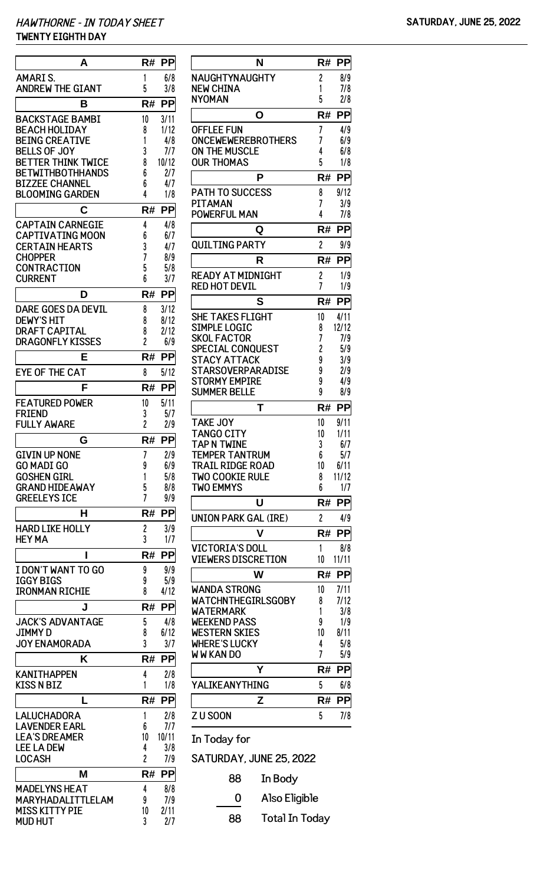*HAWTHORNE - IN TODAY SHEET* **SATURDAY, JUNE 25, 2022**

**TWENTY EIGHTH DAY**

| A | R# | PP |
|---|---|---|
| AMARI S. | 1 | 6/8 |
| ANDREW THE GIANT | 5 | 3/8 |
| **B** | **R#** | **PP** |
| BACKSTAGE BAMBI | 10 | 3/11 |
| BEACH HOLIDAY | 8 | 1/12 |
| BEING CREATIVE | 1 | 4/8 |
| BELLS OF JOY | 3 | 7/7 |
| BETTER THINK TWICE | 8 | 10/12 |
| BETWITHBOTHHANDS | 6 | 2/7 |
| BIZZEE CHANNEL | 6 | 4/7 |
| BLOOMING GARDEN | 4 | 1/8 |
| **C** | **R#** | **PP** |
| CAPTAIN CARNEGIE | 4 | 4/8 |
| CAPTIVATING MOON | 6 | 6/7 |
| CERTAIN HEARTS | 3 | 4/7 |
| CHOPPER | 7 | 8/9 |
| CONTRACTION | 5 | 5/8 |
| CURRENT | 6 | 3/7 |
| **D** | **R#** | **PP** |
| DARE GOES DA DEVIL | 8 | 3/12 |
| DEWY'S HIT | 8 | 8/12 |
| DRAFT CAPITAL | 8 | 2/12 |
| DRAGONFLY KISSES | 2 | 6/9 |
| **E** | **R#** | **PP** |
| EYE OF THE CAT | 8 | 5/12 |
| **F** | **R#** | **PP** |
| FEATURED POWER | 10 | 5/11 |
| FRIEND | 3 | 5/7 |
| FULLY AWARE | 2 | 2/9 |
| **G** | **R#** | **PP** |
| GIVIN UP NONE | 7 | 2/9 |
| GO MADI GO | 9 | 6/9 |
| GOSHEN GIRL | 1 | 5/8 |
| GRAND HIDEAWAY | 5 | 8/8 |
| GREELEYS ICE | 7 | 9/9 |
| **H** | **R#** | **PP** |
| HARD LIKE HOLLY | 2 | 3/9 |
| HEY MA | 3 | 1/7 |
| **I** | **R#** | **PP** |
| I DON'T WANT TO GO | 9 | 9/9 |
| IGGY BIGS | 9 | 5/9 |
| IRONMAN RICHIE | 8 | 4/12 |
| **J** | **R#** | **PP** |
| JACK'S ADVANTAGE | 5 | 4/8 |
| JIMMY D | 8 | 6/12 |
| JOY ENAMORADA | 3 | 3/7 |
| **K** | **R#** | **PP** |
| KANITHAPPEN | 4 | 2/8 |
| KISS N BIZ | 1 | 1/8 |
| **L** | **R#** | **PP** |
| LALUCHADORA | 1 | 2/8 |
| LAVENDER EARL | 6 | 7/7 |
| LEA'S DREAMER | 10 | 10/11 |
| LEE LA DEW | 4 | 3/8 |
| LOCASH | 2 | 7/9 |
| **M** | **R#** | **PP** |
| MADELYNS HEAT | 4 | 8/8 |
| MARYHADALITTLELAM | 9 | 7/9 |
| MISS KITTY PIE | 10 | 2/11 |
| MUD HUT | 3 | 2/7 |

| N | R# | PP |
|---|---|---|
| NAUGHTYNAUGHTY | 2 | 8/9 |
| NEW CHINA | 1 | 7/8 |
| NYOMAN | 5 | 2/8 |
| **O** | **R#** | **PP** |
| OFFLEE FUN | 7 | 4/9 |
| ONCEWEWEREBROTHERS | 7 | 6/9 |
| ON THE MUSCLE | 4 | 6/8 |
| OUR THOMAS | 5 | 1/8 |
| **P** | **R#** | **PP** |
| PATH TO SUCCESS | 8 | 9/12 |
| PITAMAN | 7 | 3/9 |
| POWERFUL MAN | 4 | 7/8 |
| **Q** | **R#** | **PP** |
| QUILTING PARTY | 2 | 9/9 |
| **R** | **R#** | **PP** |
| READY AT MIDNIGHT | 2 | 1/9 |
| RED HOT DEVIL | 7 | 1/9 |
| **S** | **R#** | **PP** |
| SHE TAKES FLIGHT | 10 | 4/11 |
| SIMPLE LOGIC | 8 | 12/12 |
| SKOL FACTOR | 7 | 7/9 |
| SPECIAL CONQUEST | 2 | 5/9 |
| STACY ATTACK | 9 | 3/9 |
| STARSOVERPARADISE | 9 | 2/9 |
| STORMY EMPIRE | 9 | 4/9 |
| SUMMER BELLE | 9 | 8/9 |
| **T** | **R#** | **PP** |
| TAKE JOY | 10 | 9/11 |
| TANGO CITY | 10 | 1/11 |
| TAP N TWINE | 3 | 6/7 |
| TEMPER TANTRUM | 6 | 5/7 |
| TRAIL RIDGE ROAD | 10 | 6/11 |
| TWO COOKIE RULE | 8 | 11/12 |
| TWO EMMYS | 6 | 1/7 |
| **U** | **R#** | **PP** |
| UNION PARK GAL (IRE) | 2 | 4/9 |
| **V** | **R#** | **PP** |
| VICTORIA'S DOLL | 1 | 8/8 |
| VIEWERS DISCRETION | 10 | 11/11 |
| **W** | **R#** | **PP** |
| WANDA STRONG | 10 | 7/11 |
| WATCHNTHEGIRLSGOBY | 8 | 7/12 |
| WATERMARK | 1 | 3/8 |
| WEEKEND PASS | 9 | 1/9 |
| WESTERN SKIES | 10 | 8/11 |
| WHERE'S LUCKY | 4 | 5/8 |
| W W KAN DO | 7 | 5/9 |
| **Y** | **R#** | **PP** |
| YALIKEANYTHING | 5 | 6/8 |
| **Z** | **R#** | **PP** |
| Z U SOON | 5 | 7/8 |

In Today for

SATURDAY, JUNE 25, 2022

| | |
|---|---|
| 88 | In Body |
| 0 | Also Eligible |
| 88 | Total In Today |